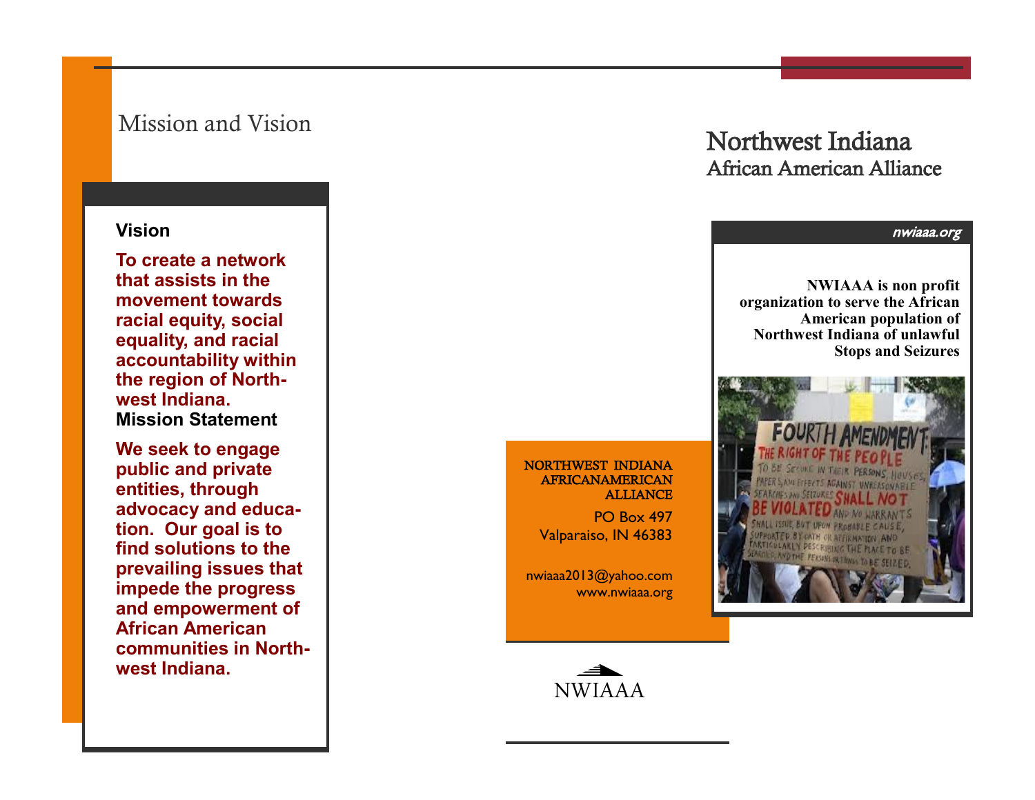## Mission and Vision

**Vision**

**To create a network that assists in the movement towards racial equity, social equality, and racial accountability within the region of Northwest Indiana.**

**Mission Statement**

**We seek to engage public and private entities, through advocacy and education. Our goal is to find solutions to the prevailing issues that impede the progress and empowerment of African American communities in Northwest Indiana.**

NORTHWEST INDIANA AFRICANAMERICAN ALLIANCE

PO Box 497
Valparaiso, IN 46383

nwiaaa2013@yahoo.com
www.nwiaaa.org

NWIAAA

# Northwest Indiana
## African American Alliance

*nwiaaa.org*

**NWIAAA is non profit organization to serve the African American population of Northwest Indiana of unlawful Stops and Seizures**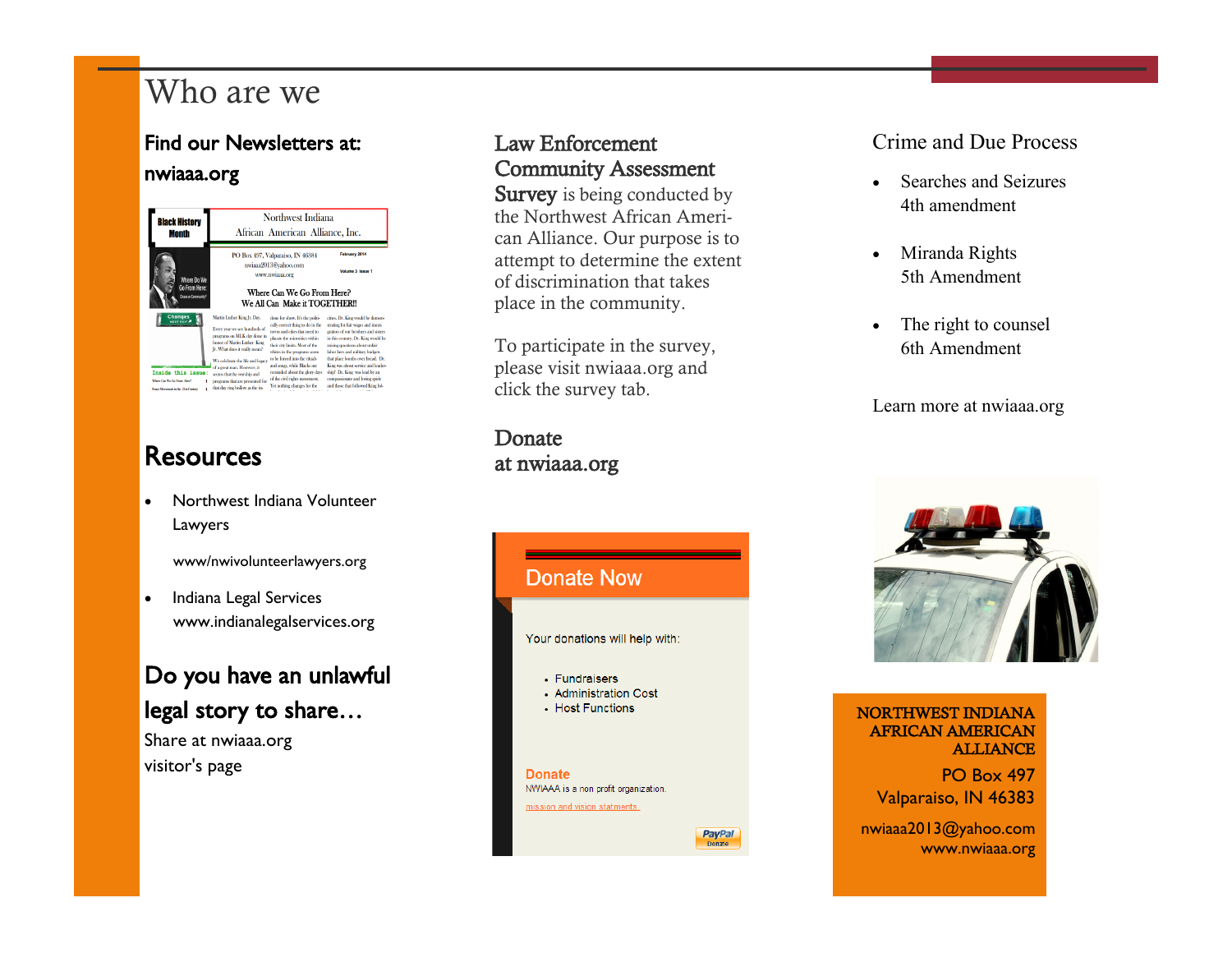# Who are we

## Find our Newsletters at: nwiaaa.org

## Resources

- Northwest Indiana Volunteer Lawyers

  www/nwivolunteerlawyers.org

- Indiana Legal Services
  www.indianalegalservices.org

## Do you have an unlawful legal story to share…

Share at nwiaaa.org visitor's page

## Law Enforcement Community Assessment Survey

**Law Enforcement Community Assessment Survey** is being conducted by the Northwest African American Alliance. Our purpose is to attempt to determine the extent of discrimination that takes place in the community.

To participate in the survey, please visit nwiaaa.org and click the survey tab.

## Donate at nwiaaa.org

### Donate Now

Your donations will help with:

- Fundraisers
- Administration Cost
- Host Functions

**Donate**
NWIAAA is a non profit organization.
mission and vision statments

PayPal Donate

## Crime and Due Process

- Searches and Seizures
  4th amendment
- Miranda Rights
  5th Amendment
- The right to counsel
  6th Amendment

Learn more at nwiaaa.org

**NORTHWEST INDIANA AFRICAN AMERICAN ALLIANCE**

PO Box 497
Valparaiso, IN 46383

nwiaaa2013@yahoo.com
www.nwiaaa.org